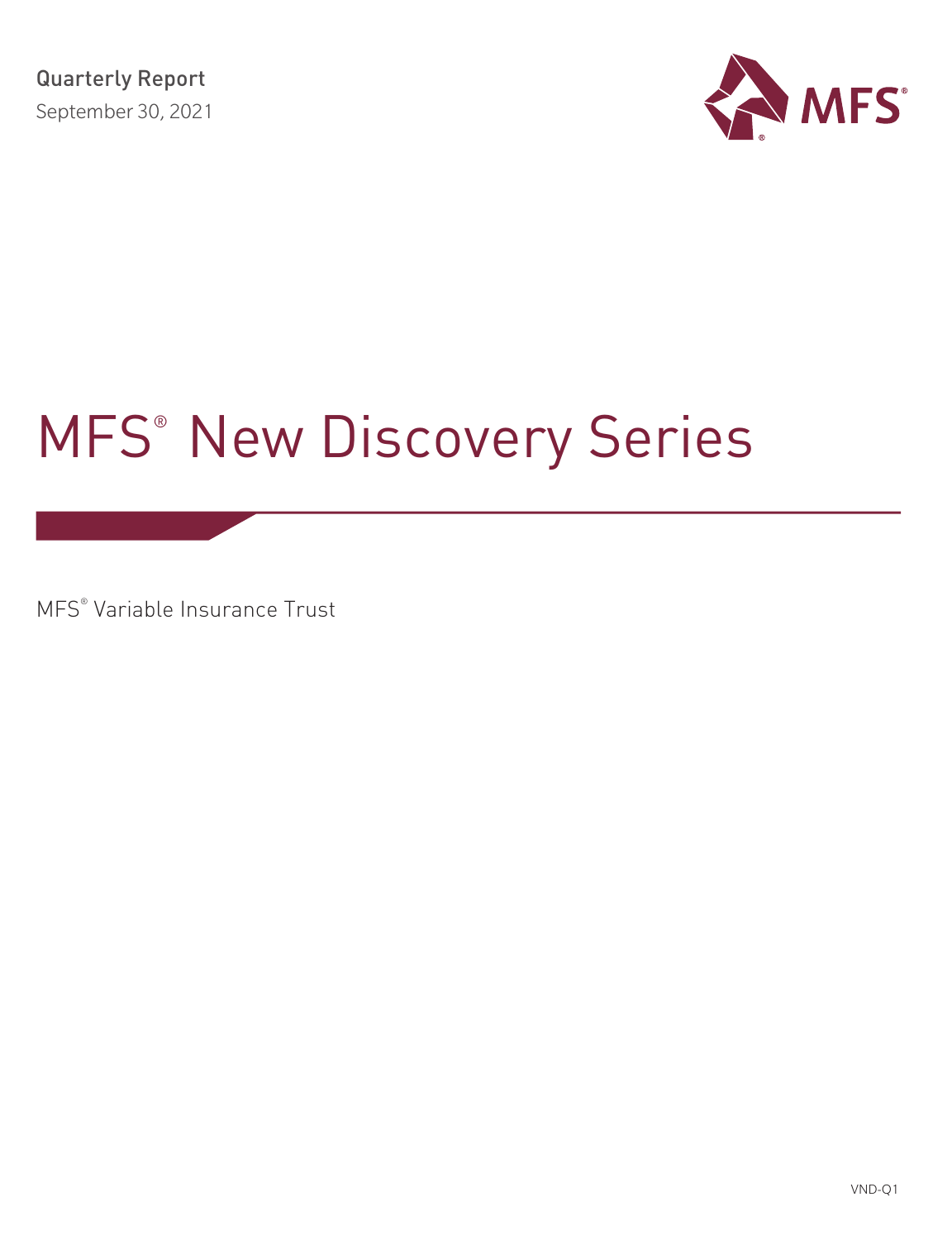Quarterly Report

September 30, 2021

MFS®

# MFS® New Discovery Series

MFS® Variable Insurance Trust

VND-Q1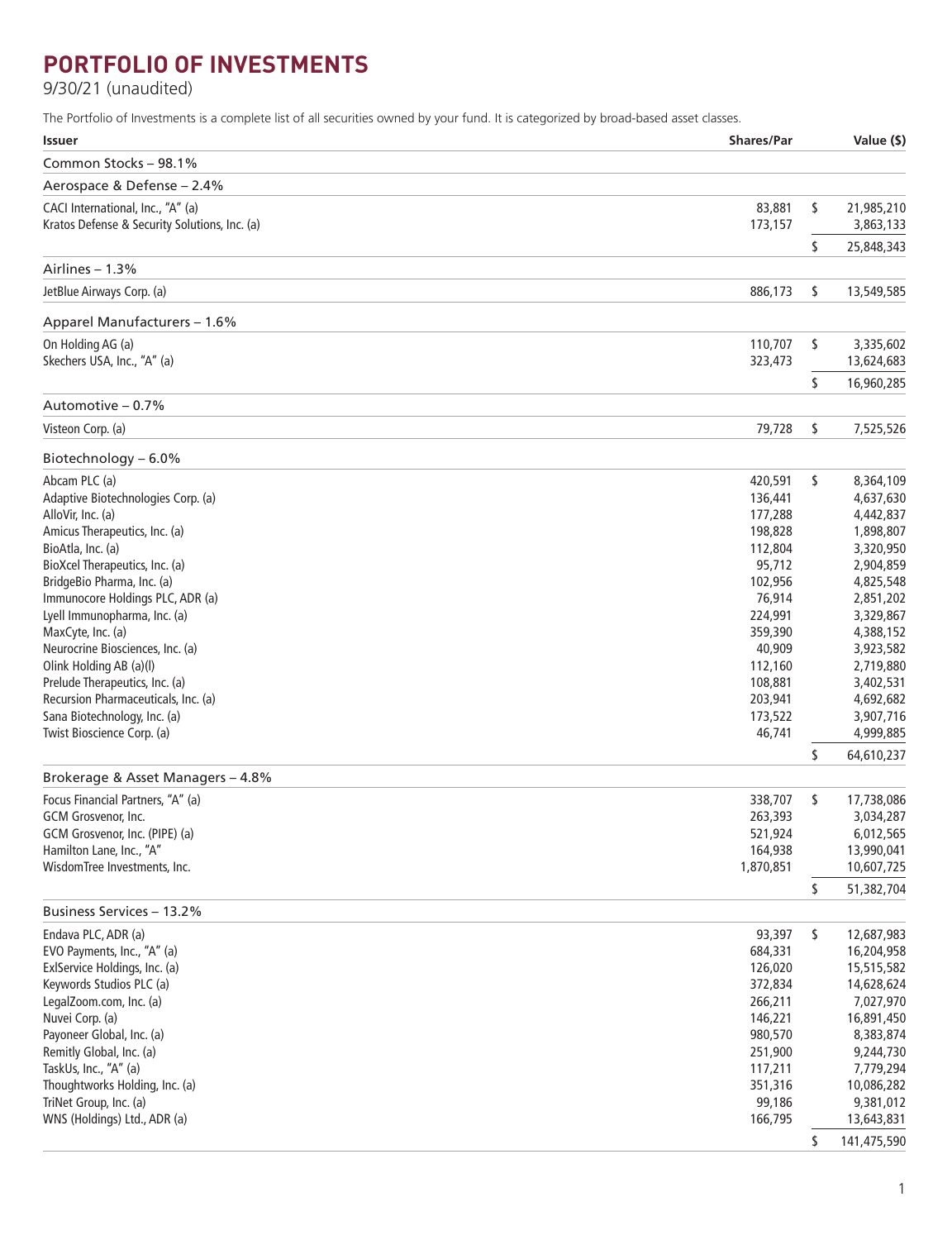# PORTFOLIO OF INVESTMENTS

9/30/21 (unaudited)

The Portfolio of Investments is a complete list of all securities owned by your fund. It is categorized by broad-based asset classes.

| Issuer | Shares/Par | | Value ($) |
|---|---|---|---|
| **Common Stocks – 98.1%** | | | |
| **Aerospace & Defense – 2.4%** | | | |
| CACI International, Inc., "A" (a) | 83,881 | $ | 21,985,210 |
| Kratos Defense & Security Solutions, Inc. (a) | 173,157 | | 3,863,133 |
| | | $ | 25,848,343 |
| **Airlines – 1.3%** | | | |
| JetBlue Airways Corp. (a) | 886,173 | $ | 13,549,585 |
| **Apparel Manufacturers – 1.6%** | | | |
| On Holding AG (a) | 110,707 | $ | 3,335,602 |
| Skechers USA, Inc., "A" (a) | 323,473 | | 13,624,683 |
| | | $ | 16,960,285 |
| **Automotive – 0.7%** | | | |
| Visteon Corp. (a) | 79,728 | $ | 7,525,526 |
| **Biotechnology – 6.0%** | | | |
| Abcam PLC (a) | 420,591 | $ | 8,364,109 |
| Adaptive Biotechnologies Corp. (a) | 136,441 | | 4,637,630 |
| AlloVir, Inc. (a) | 177,288 | | 4,442,837 |
| Amicus Therapeutics, Inc. (a) | 198,828 | | 1,898,807 |
| BioAtla, Inc. (a) | 112,804 | | 3,320,950 |
| BioXcel Therapeutics, Inc. (a) | 95,712 | | 2,904,859 |
| BridgeBio Pharma, Inc. (a) | 102,956 | | 4,825,548 |
| Immunocore Holdings PLC, ADR (a) | 76,914 | | 2,851,202 |
| Lyell Immunopharma, Inc. (a) | 224,991 | | 3,329,867 |
| MaxCyte, Inc. (a) | 359,390 | | 4,388,152 |
| Neurocrine Biosciences, Inc. (a) | 40,909 | | 3,923,582 |
| Olink Holding AB (a)(l) | 112,160 | | 2,719,880 |
| Prelude Therapeutics, Inc. (a) | 108,881 | | 3,402,531 |
| Recursion Pharmaceuticals, Inc. (a) | 203,941 | | 4,692,682 |
| Sana Biotechnology, Inc. (a) | 173,522 | | 3,907,716 |
| Twist Bioscience Corp. (a) | 46,741 | | 4,999,885 |
| | | $ | 64,610,237 |
| **Brokerage & Asset Managers – 4.8%** | | | |
| Focus Financial Partners, "A" (a) | 338,707 | $ | 17,738,086 |
| GCM Grosvenor, Inc. | 263,393 | | 3,034,287 |
| GCM Grosvenor, Inc. (PIPE) (a) | 521,924 | | 6,012,565 |
| Hamilton Lane, Inc., "A" | 164,938 | | 13,990,041 |
| WisdomTree Investments, Inc. | 1,870,851 | | 10,607,725 |
| | | $ | 51,382,704 |
| **Business Services – 13.2%** | | | |
| Endava PLC, ADR (a) | 93,397 | $ | 12,687,983 |
| EVO Payments, Inc., "A" (a) | 684,331 | | 16,204,958 |
| ExlService Holdings, Inc. (a) | 126,020 | | 15,515,582 |
| Keywords Studios PLC (a) | 372,834 | | 14,628,624 |
| LegalZoom.com, Inc. (a) | 266,211 | | 7,027,970 |
| Nuvei Corp. (a) | 146,221 | | 16,891,450 |
| Payoneer Global, Inc. (a) | 980,570 | | 8,383,874 |
| Remitly Global, Inc. (a) | 251,900 | | 9,244,730 |
| TaskUs, Inc., "A" (a) | 117,211 | | 7,779,294 |
| Thoughtworks Holding, Inc. (a) | 351,316 | | 10,086,282 |
| TriNet Group, Inc. (a) | 99,186 | | 9,381,012 |
| WNS (Holdings) Ltd., ADR (a) | 166,795 | | 13,643,831 |
| | | $ | 141,475,590 |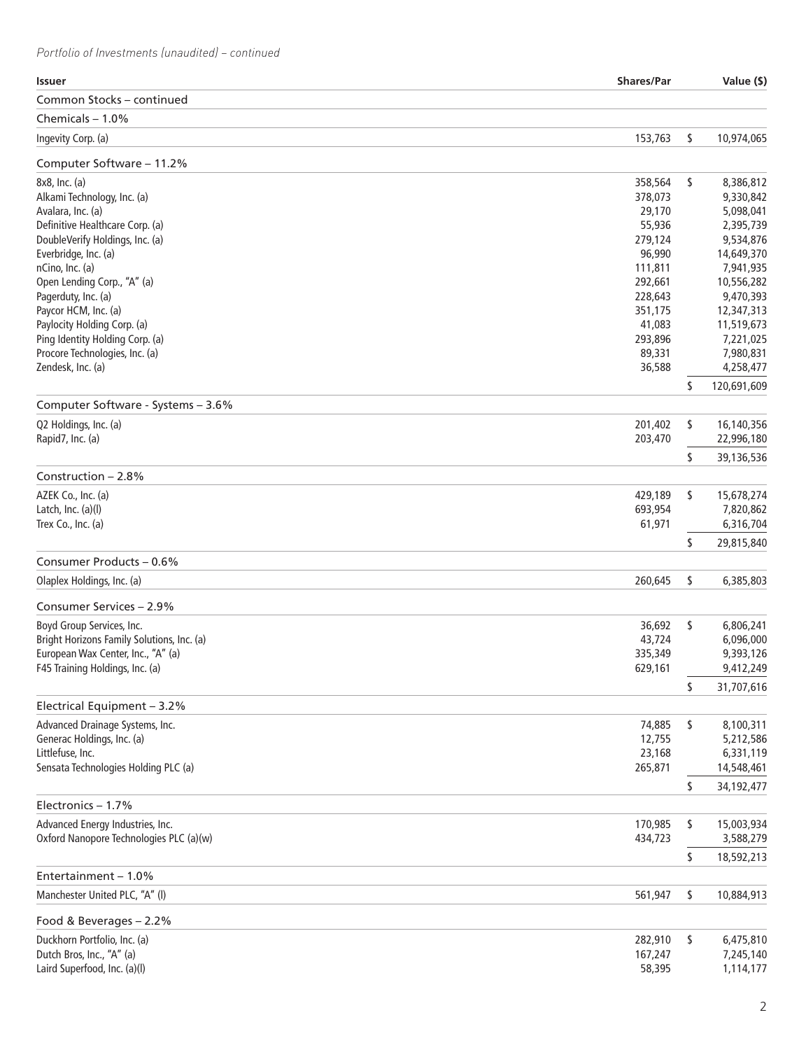*Portfolio of Investments (unaudited) – continued*

| Issuer | Shares/Par | Value ($) |
|---|---|---|
| **Common Stocks – continued** | | |
| **Chemicals – 1.0%** | | |
| Ingevity Corp. (a) | 153,763 | $ 10,974,065 |
| **Computer Software – 11.2%** | | |
| 8x8, Inc. (a) | 358,564 | $ 8,386,812 |
| Alkami Technology, Inc. (a) | 378,073 | 9,330,842 |
| Avalara, Inc. (a) | 29,170 | 5,098,041 |
| Definitive Healthcare Corp. (a) | 55,936 | 2,395,739 |
| DoubleVerify Holdings, Inc. (a) | 279,124 | 9,534,876 |
| Everbridge, Inc. (a) | 96,990 | 14,649,370 |
| nCino, Inc. (a) | 111,811 | 7,941,935 |
| Open Lending Corp., "A" (a) | 292,661 | 10,556,282 |
| Pagerduty, Inc. (a) | 228,643 | 9,470,393 |
| Paycor HCM, Inc. (a) | 351,175 | 12,347,313 |
| Paylocity Holding Corp. (a) | 41,083 | 11,519,673 |
| Ping Identity Holding Corp. (a) | 293,896 | 7,221,025 |
| Procore Technologies, Inc. (a) | 89,331 | 7,980,831 |
| Zendesk, Inc. (a) | 36,588 | 4,258,477 |
| | | $ 120,691,609 |
| **Computer Software - Systems – 3.6%** | | |
| Q2 Holdings, Inc. (a) | 201,402 | $ 16,140,356 |
| Rapid7, Inc. (a) | 203,470 | 22,996,180 |
| | | $ 39,136,536 |
| **Construction – 2.8%** | | |
| AZEK Co., Inc. (a) | 429,189 | $ 15,678,274 |
| Latch, Inc. (a)(l) | 693,954 | 7,820,862 |
| Trex Co., Inc. (a) | 61,971 | 6,316,704 |
| | | $ 29,815,840 |
| **Consumer Products – 0.6%** | | |
| Olaplex Holdings, Inc. (a) | 260,645 | $ 6,385,803 |
| **Consumer Services – 2.9%** | | |
| Boyd Group Services, Inc. | 36,692 | $ 6,806,241 |
| Bright Horizons Family Solutions, Inc. (a) | 43,724 | 6,096,000 |
| European Wax Center, Inc., "A" (a) | 335,349 | 9,393,126 |
| F45 Training Holdings, Inc. (a) | 629,161 | 9,412,249 |
| | | $ 31,707,616 |
| **Electrical Equipment – 3.2%** | | |
| Advanced Drainage Systems, Inc. | 74,885 | $ 8,100,311 |
| Generac Holdings, Inc. (a) | 12,755 | 5,212,586 |
| Littelfuse, Inc. | 23,168 | 6,331,119 |
| Sensata Technologies Holding PLC (a) | 265,871 | 14,548,461 |
| | | $ 34,192,477 |
| **Electronics – 1.7%** | | |
| Advanced Energy Industries, Inc. | 170,985 | $ 15,003,934 |
| Oxford Nanopore Technologies PLC (a)(w) | 434,723 | 3,588,279 |
| | | $ 18,592,213 |
| **Entertainment – 1.0%** | | |
| Manchester United PLC, "A" (l) | 561,947 | $ 10,884,913 |
| **Food & Beverages – 2.2%** | | |
| Duckhorn Portfolio, Inc. (a) | 282,910 | $ 6,475,810 |
| Dutch Bros, Inc., "A" (a) | 167,247 | 7,245,140 |
| Laird Superfood, Inc. (a)(l) | 58,395 | 1,114,177 |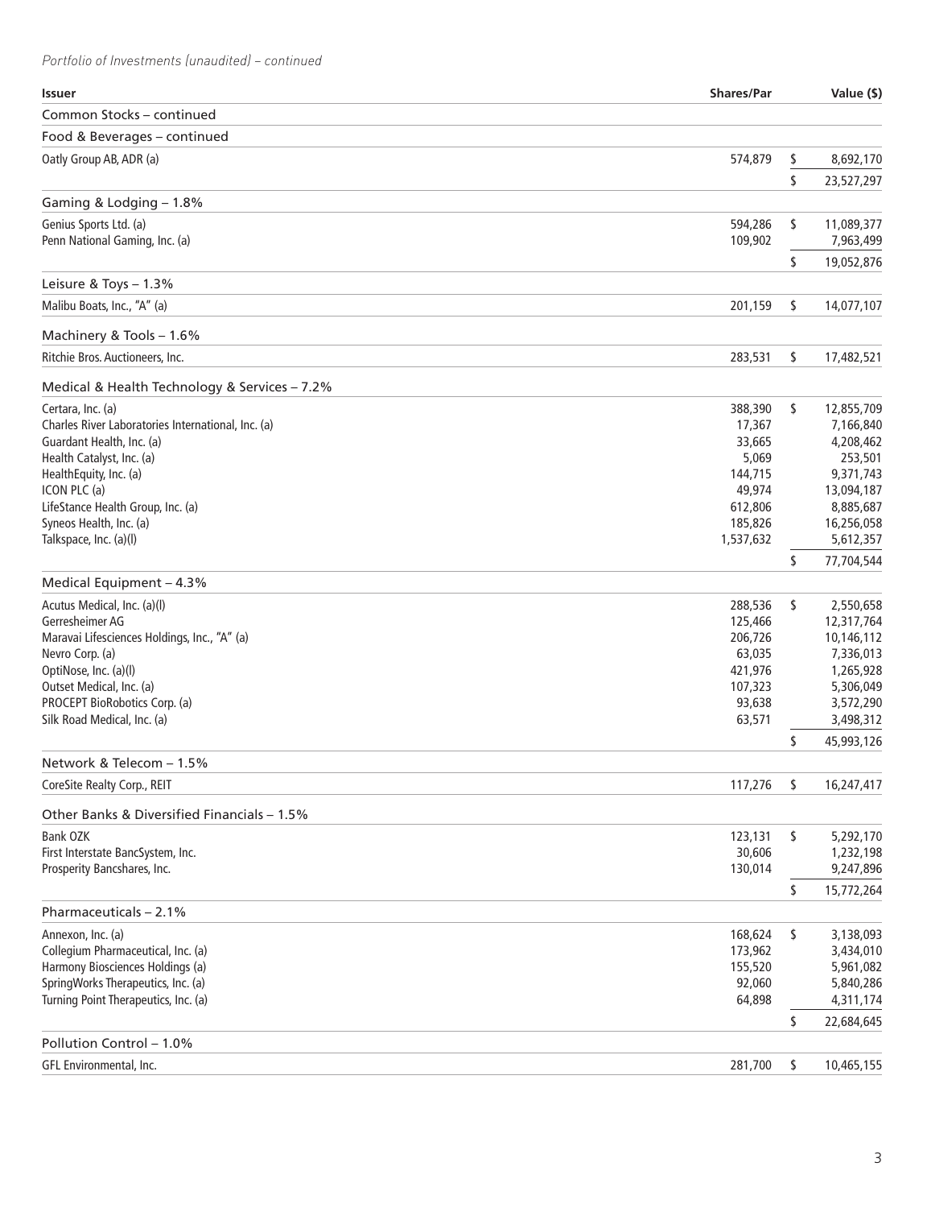*Portfolio of Investments (unaudited) – continued*

| Issuer | Shares/Par | Value ($) |
|---|---|---|
| Common Stocks – continued | | |
| Food & Beverages – continued | | |
| Oatly Group AB, ADR (a) | 574,879 | $ 8,692,170 |
| | | $ 23,527,297 |
| Gaming & Lodging – 1.8% | | |
| Genius Sports Ltd. (a) | 594,286 | $ 11,089,377 |
| Penn National Gaming, Inc. (a) | 109,902 | 7,963,499 |
| | | $ 19,052,876 |
| Leisure & Toys – 1.3% | | |
| Malibu Boats, Inc., "A" (a) | 201,159 | $ 14,077,107 |
| Machinery & Tools – 1.6% | | |
| Ritchie Bros. Auctioneers, Inc. | 283,531 | $ 17,482,521 |
| Medical & Health Technology & Services – 7.2% | | |
| Certara, Inc. (a) | 388,390 | $ 12,855,709 |
| Charles River Laboratories International, Inc. (a) | 17,367 | 7,166,840 |
| Guardant Health, Inc. (a) | 33,665 | 4,208,462 |
| Health Catalyst, Inc. (a) | 5,069 | 253,501 |
| HealthEquity, Inc. (a) | 144,715 | 9,371,743 |
| ICON PLC (a) | 49,974 | 13,094,187 |
| LifeStance Health Group, Inc. (a) | 612,806 | 8,885,687 |
| Syneos Health, Inc. (a) | 185,826 | 16,256,058 |
| Talkspace, Inc. (a)(l) | 1,537,632 | 5,612,357 |
| | | $ 77,704,544 |
| Medical Equipment – 4.3% | | |
| Acutus Medical, Inc. (a)(l) | 288,536 | $ 2,550,658 |
| Gerresheimer AG | 125,466 | 12,317,764 |
| Maravai Lifesciences Holdings, Inc., "A" (a) | 206,726 | 10,146,112 |
| Nevro Corp. (a) | 63,035 | 7,336,013 |
| OptiNose, Inc. (a)(l) | 421,976 | 1,265,928 |
| Outset Medical, Inc. (a) | 107,323 | 5,306,049 |
| PROCEPT BioRobotics Corp. (a) | 93,638 | 3,572,290 |
| Silk Road Medical, Inc. (a) | 63,571 | 3,498,312 |
| | | $ 45,993,126 |
| Network & Telecom – 1.5% | | |
| CoreSite Realty Corp., REIT | 117,276 | $ 16,247,417 |
| Other Banks & Diversified Financials – 1.5% | | |
| Bank OZK | 123,131 | $ 5,292,170 |
| First Interstate BancSystem, Inc. | 30,606 | 1,232,198 |
| Prosperity Bancshares, Inc. | 130,014 | 9,247,896 |
| | | $ 15,772,264 |
| Pharmaceuticals – 2.1% | | |
| Annexon, Inc. (a) | 168,624 | $ 3,138,093 |
| Collegium Pharmaceutical, Inc. (a) | 173,962 | 3,434,010 |
| Harmony Biosciences Holdings (a) | 155,520 | 5,961,082 |
| SpringWorks Therapeutics, Inc. (a) | 92,060 | 5,840,286 |
| Turning Point Therapeutics, Inc. (a) | 64,898 | 4,311,174 |
| | | $ 22,684,645 |
| Pollution Control – 1.0% | | |
| GFL Environmental, Inc. | 281,700 | $ 10,465,155 |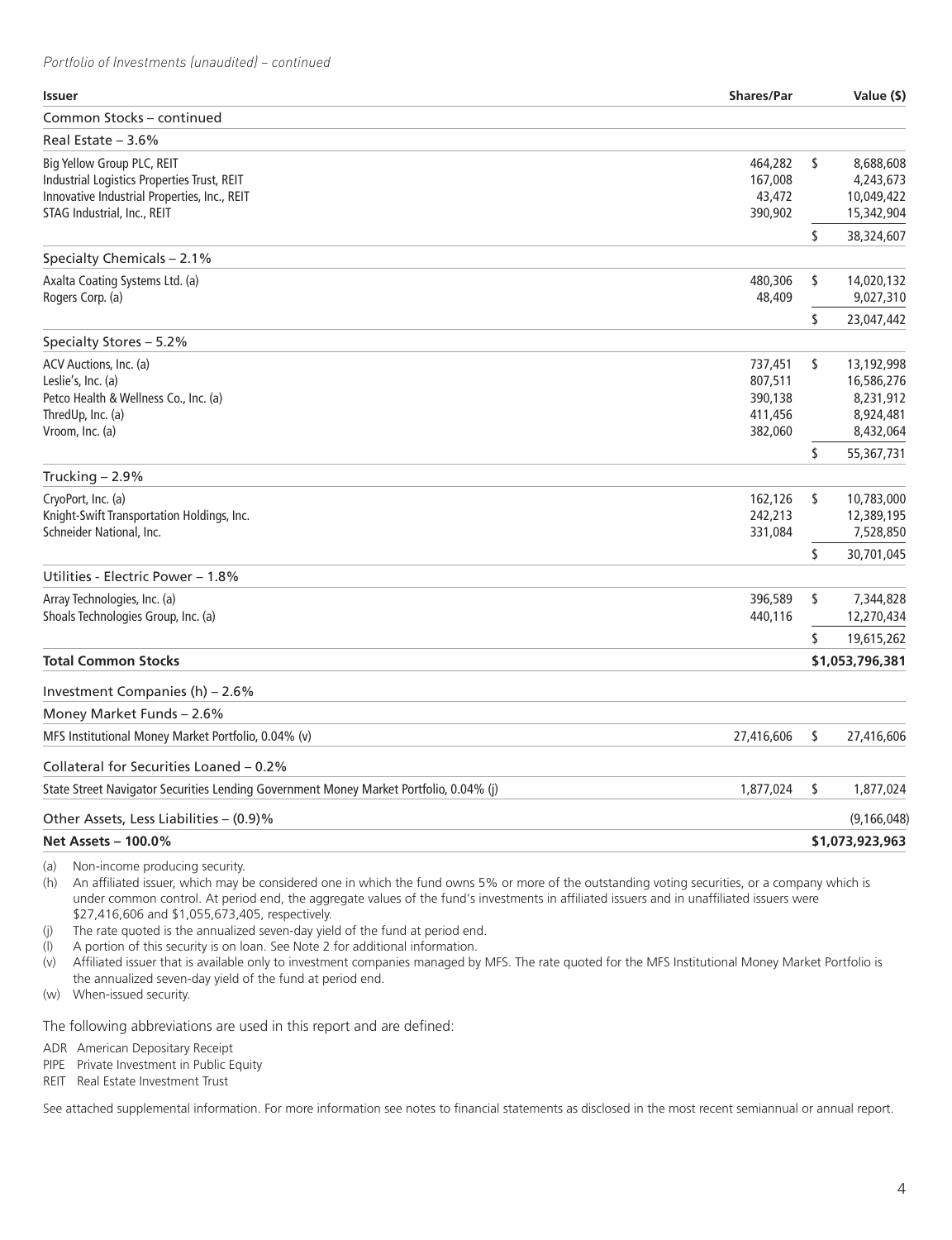*Portfolio of Investments (unaudited) – continued*

| Issuer | Shares/Par | Value ($) |
|---|---|---|
| Common Stocks – continued | | |
| Real Estate – 3.6% | | |
| Big Yellow Group PLC, REIT | 464,282 | $ 8,688,608 |
| Industrial Logistics Properties Trust, REIT | 167,008 | 4,243,673 |
| Innovative Industrial Properties, Inc., REIT | 43,472 | 10,049,422 |
| STAG Industrial, Inc., REIT | 390,902 | 15,342,904 |
| | | $ 38,324,607 |
| Specialty Chemicals – 2.1% | | |
| Axalta Coating Systems Ltd. (a) | 480,306 | $ 14,020,132 |
| Rogers Corp. (a) | 48,409 | 9,027,310 |
| | | $ 23,047,442 |
| Specialty Stores – 5.2% | | |
| ACV Auctions, Inc. (a) | 737,451 | $ 13,192,998 |
| Leslie's, Inc. (a) | 807,511 | 16,586,276 |
| Petco Health & Wellness Co., Inc. (a) | 390,138 | 8,231,912 |
| ThredUp, Inc. (a) | 411,456 | 8,924,481 |
| Vroom, Inc. (a) | 382,060 | 8,432,064 |
| | | $ 55,367,731 |
| Trucking – 2.9% | | |
| CryoPort, Inc. (a) | 162,126 | $ 10,783,000 |
| Knight-Swift Transportation Holdings, Inc. | 242,213 | 12,389,195 |
| Schneider National, Inc. | 331,084 | 7,528,850 |
| | | $ 30,701,045 |
| Utilities - Electric Power – 1.8% | | |
| Array Technologies, Inc. (a) | 396,589 | $ 7,344,828 |
| Shoals Technologies Group, Inc. (a) | 440,116 | 12,270,434 |
| | | $ 19,615,262 |
| **Total Common Stocks** | | **$1,053,796,381** |
| Investment Companies (h) – 2.6% | | |
| Money Market Funds – 2.6% | | |
| MFS Institutional Money Market Portfolio, 0.04% (v) | 27,416,606 | $ 27,416,606 |
| Collateral for Securities Loaned – 0.2% | | |
| State Street Navigator Securities Lending Government Money Market Portfolio, 0.04% (j) | 1,877,024 | $ 1,877,024 |
| Other Assets, Less Liabilities – (0.9)% | | (9,166,048) |
| **Net Assets – 100.0%** | | **$1,073,923,963** |

(a) Non-income producing security.
(h) An affiliated issuer, which may be considered one in which the fund owns 5% or more of the outstanding voting securities, or a company which is under common control. At period end, the aggregate values of the fund's investments in affiliated issuers and in unaffiliated issuers were $27,416,606 and $1,055,673,405, respectively.
(j) The rate quoted is the annualized seven-day yield of the fund at period end.
(l) A portion of this security is on loan. See Note 2 for additional information.
(v) Affiliated issuer that is available only to investment companies managed by MFS. The rate quoted for the MFS Institutional Money Market Portfolio is the annualized seven-day yield of the fund at period end.
(w) When-issued security.

The following abbreviations are used in this report and are defined:

ADR American Depositary Receipt
PIPE Private Investment in Public Equity
REIT Real Estate Investment Trust

See attached supplemental information. For more information see notes to financial statements as disclosed in the most recent semiannual or annual report.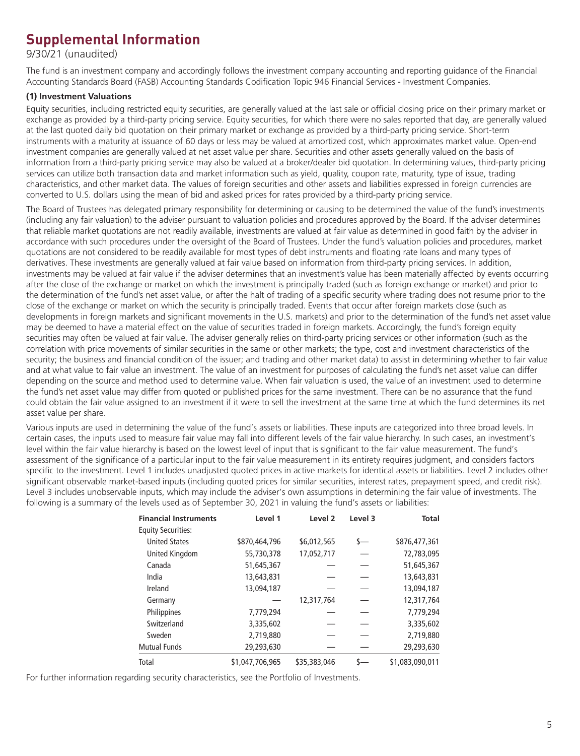# Supplemental Information

9/30/21 (unaudited)

The fund is an investment company and accordingly follows the investment company accounting and reporting guidance of the Financial Accounting Standards Board (FASB) Accounting Standards Codification Topic 946 Financial Services - Investment Companies.

**(1) Investment Valuations**

Equity securities, including restricted equity securities, are generally valued at the last sale or official closing price on their primary market or exchange as provided by a third-party pricing service. Equity securities, for which there were no sales reported that day, are generally valued at the last quoted daily bid quotation on their primary market or exchange as provided by a third-party pricing service. Short-term instruments with a maturity at issuance of 60 days or less may be valued at amortized cost, which approximates market value. Open-end investment companies are generally valued at net asset value per share. Securities and other assets generally valued on the basis of information from a third-party pricing service may also be valued at a broker/dealer bid quotation. In determining values, third-party pricing services can utilize both transaction data and market information such as yield, quality, coupon rate, maturity, type of issue, trading characteristics, and other market data. The values of foreign securities and other assets and liabilities expressed in foreign currencies are converted to U.S. dollars using the mean of bid and asked prices for rates provided by a third-party pricing service.

The Board of Trustees has delegated primary responsibility for determining or causing to be determined the value of the fund's investments (including any fair valuation) to the adviser pursuant to valuation policies and procedures approved by the Board. If the adviser determines that reliable market quotations are not readily available, investments are valued at fair value as determined in good faith by the adviser in accordance with such procedures under the oversight of the Board of Trustees. Under the fund's valuation policies and procedures, market quotations are not considered to be readily available for most types of debt instruments and floating rate loans and many types of derivatives. These investments are generally valued at fair value based on information from third-party pricing services. In addition, investments may be valued at fair value if the adviser determines that an investment's value has been materially affected by events occurring after the close of the exchange or market on which the investment is principally traded (such as foreign exchange or market) and prior to the determination of the fund's net asset value, or after the halt of trading of a specific security where trading does not resume prior to the close of the exchange or market on which the security is principally traded. Events that occur after foreign markets close (such as developments in foreign markets and significant movements in the U.S. markets) and prior to the determination of the fund's net asset value may be deemed to have a material effect on the value of securities traded in foreign markets. Accordingly, the fund's foreign equity securities may often be valued at fair value. The adviser generally relies on third-party pricing services or other information (such as the correlation with price movements of similar securities in the same or other markets; the type, cost and investment characteristics of the security; the business and financial condition of the issuer; and trading and other market data) to assist in determining whether to fair value and at what value to fair value an investment. The value of an investment for purposes of calculating the fund's net asset value can differ depending on the source and method used to determine value. When fair valuation is used, the value of an investment used to determine the fund's net asset value may differ from quoted or published prices for the same investment. There can be no assurance that the fund could obtain the fair value assigned to an investment if it were to sell the investment at the same time at which the fund determines its net asset value per share.

Various inputs are used in determining the value of the fund's assets or liabilities. These inputs are categorized into three broad levels. In certain cases, the inputs used to measure fair value may fall into different levels of the fair value hierarchy. In such cases, an investment's level within the fair value hierarchy is based on the lowest level of input that is significant to the fair value measurement. The fund's assessment of the significance of a particular input to the fair value measurement in its entirety requires judgment, and considers factors specific to the investment. Level 1 includes unadjusted quoted prices in active markets for identical assets or liabilities. Level 2 includes other significant observable market-based inputs (including quoted prices for similar securities, interest rates, prepayment speed, and credit risk). Level 3 includes unobservable inputs, which may include the adviser's own assumptions in determining the fair value of investments. The following is a summary of the levels used as of September 30, 2021 in valuing the fund's assets or liabilities:

| Financial Instruments | Level 1 | Level 2 | Level 3 | Total |
|---|---|---|---|---|
| Equity Securities: | | | | |
| United States | $870,464,796 | $6,012,565 | $— | $876,477,361 |
| United Kingdom | 55,730,378 | 17,052,717 | — | 72,783,095 |
| Canada | 51,645,367 | — | — | 51,645,367 |
| India | 13,643,831 | — | — | 13,643,831 |
| Ireland | 13,094,187 | — | — | 13,094,187 |
| Germany | — | 12,317,764 | — | 12,317,764 |
| Philippines | 7,779,294 | — | — | 7,779,294 |
| Switzerland | 3,335,602 | — | — | 3,335,602 |
| Sweden | 2,719,880 | — | — | 2,719,880 |
| Mutual Funds | 29,293,630 | — | — | 29,293,630 |
| Total | $1,047,706,965 | $35,383,046 | $— | $1,083,090,011 |

For further information regarding security characteristics, see the Portfolio of Investments.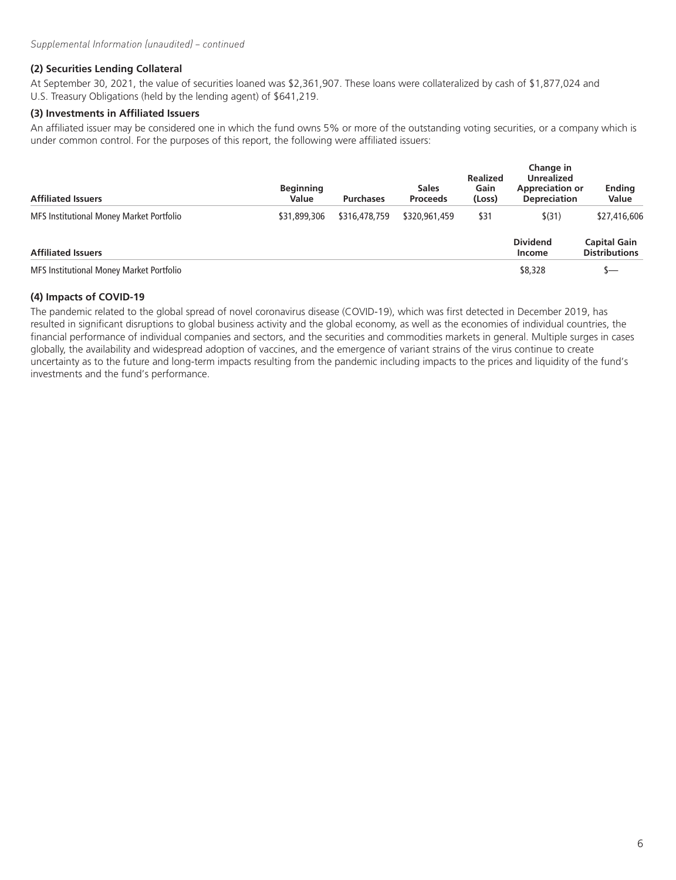*Supplemental Information (unaudited) – continued*

### (2) Securities Lending Collateral

At September 30, 2021, the value of securities loaned was $2,361,907. These loans were collateralized by cash of $1,877,024 and U.S. Treasury Obligations (held by the lending agent) of $641,219.

### (3) Investments in Affiliated Issuers

An affiliated issuer may be considered one in which the fund owns 5% or more of the outstanding voting securities, or a company which is under common control. For the purposes of this report, the following were affiliated issuers:

| Affiliated Issuers | Beginning Value | Purchases | Sales Proceeds | Realized Gain (Loss) | Change in Unrealized Appreciation or Depreciation | Ending Value |
|---|---|---|---|---|---|---|
| MFS Institutional Money Market Portfolio | $31,899,306 | $316,478,759 | $320,961,459 | $31 | $(31) | $27,416,606 |

| Affiliated Issuers | Dividend Income | Capital Gain Distributions |
|---|---|---|
| MFS Institutional Money Market Portfolio | $8,328 | $— |

### (4) Impacts of COVID-19

The pandemic related to the global spread of novel coronavirus disease (COVID-19), which was first detected in December 2019, has resulted in significant disruptions to global business activity and the global economy, as well as the economies of individual countries, the financial performance of individual companies and sectors, and the securities and commodities markets in general. Multiple surges in cases globally, the availability and widespread adoption of vaccines, and the emergence of variant strains of the virus continue to create uncertainty as to the future and long-term impacts resulting from the pandemic including impacts to the prices and liquidity of the fund's investments and the fund's performance.